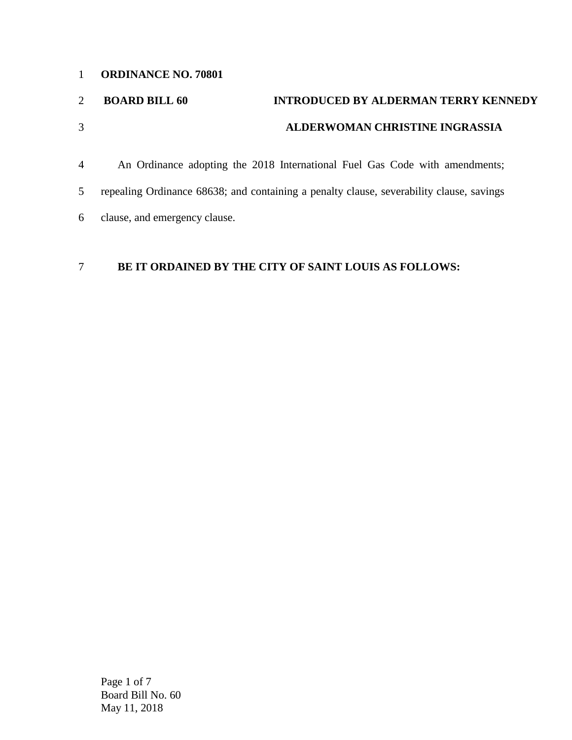**ORDINANCE NO. 70801**

**BOARD BILL 60** **INTRODUCED BY ALDERMAN TERRY KENNEDY**

**ALDERWOMAN CHRISTINE INGRASSIA**

An Ordinance adopting the 2018 International Fuel Gas Code with amendments; repealing Ordinance 68638; and containing a penalty clause, severability clause, savings clause, and emergency clause.

**BE IT ORDAINED BY THE CITY OF SAINT LOUIS AS FOLLOWS:**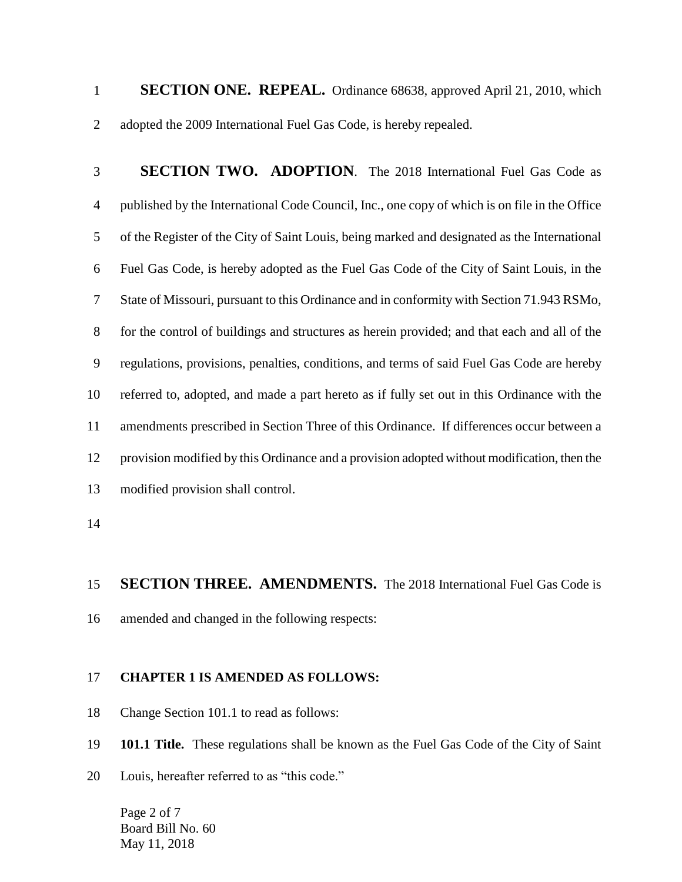**SECTION ONE. REPEAL.** Ordinance 68638, approved April 21, 2010, which adopted the 2009 International Fuel Gas Code, is hereby repealed.

**SECTION TWO. ADOPTION**. The 2018 International Fuel Gas Code as published by the International Code Council, Inc., one copy of which is on file in the Office of the Register of the City of Saint Louis, being marked and designated as the International Fuel Gas Code, is hereby adopted as the Fuel Gas Code of the City of Saint Louis, in the State of Missouri, pursuant to this Ordinance and in conformity with Section 71.943 RSMo, for the control of buildings and structures as herein provided; and that each and all of the regulations, provisions, penalties, conditions, and terms of said Fuel Gas Code are hereby referred to, adopted, and made a part hereto as if fully set out in this Ordinance with the amendments prescribed in Section Three of this Ordinance. If differences occur between a provision modified by this Ordinance and a provision adopted without modification, then the modified provision shall control.

**SECTION THREE. AMENDMENTS.** The 2018 International Fuel Gas Code is amended and changed in the following respects:

**CHAPTER 1 IS AMENDED AS FOLLOWS:**

Change Section 101.1 to read as follows:

**101.1 Title.** These regulations shall be known as the Fuel Gas Code of the City of Saint Louis, hereafter referred to as "this code."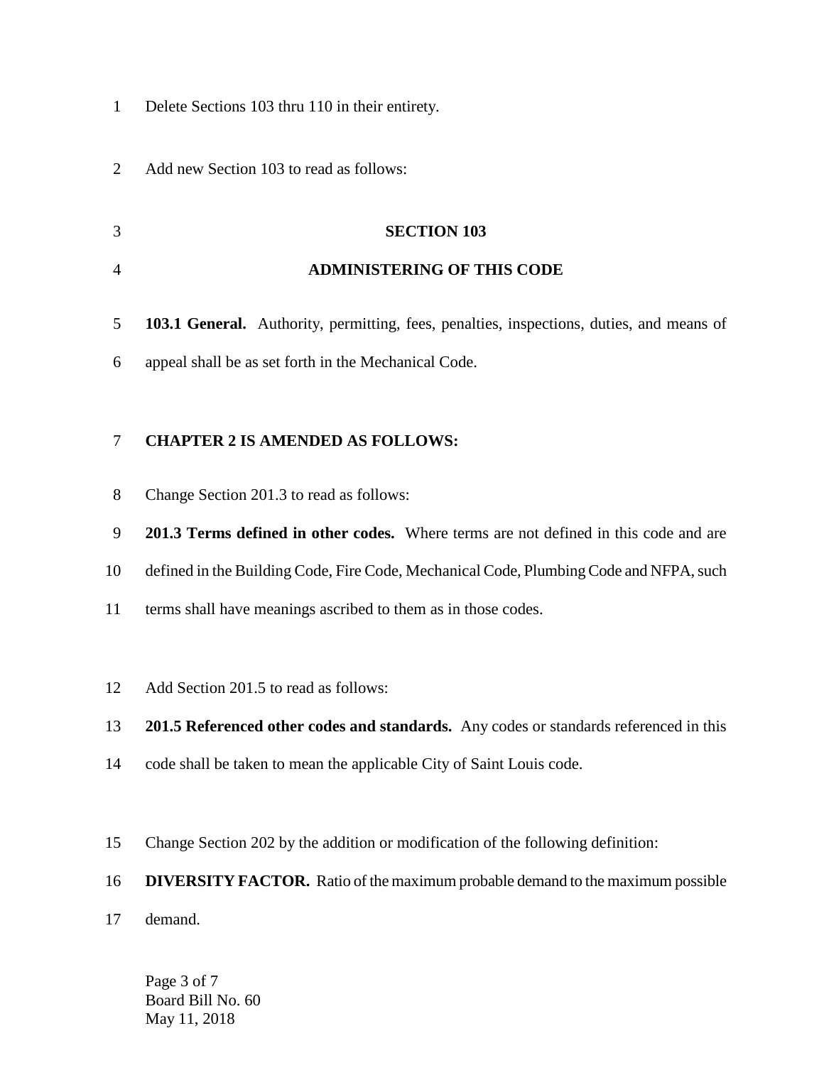Delete Sections 103 thru 110 in their entirety.

Add new Section 103 to read as follows:

## SECTION 103

## ADMINISTERING OF THIS CODE

**103.1 General.** Authority, permitting, fees, penalties, inspections, duties, and means of appeal shall be as set forth in the Mechanical Code.

**CHAPTER 2 IS AMENDED AS FOLLOWS:**

Change Section 201.3 to read as follows:

**201.3 Terms defined in other codes.** Where terms are not defined in this code and are defined in the Building Code, Fire Code, Mechanical Code, Plumbing Code and NFPA, such terms shall have meanings ascribed to them as in those codes.

Add Section 201.5 to read as follows:

**201.5 Referenced other codes and standards.** Any codes or standards referenced in this code shall be taken to mean the applicable City of Saint Louis code.

Change Section 202 by the addition or modification of the following definition:

**DIVERSITY FACTOR.** Ratio of the maximum probable demand to the maximum possible demand.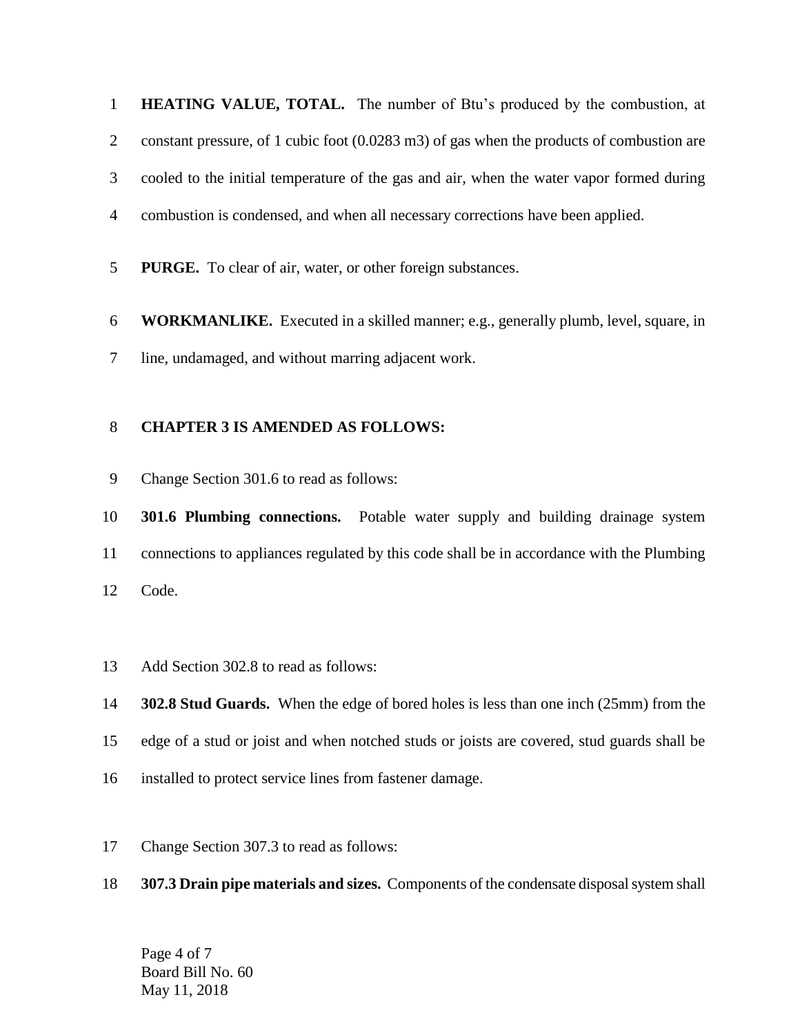**HEATING VALUE, TOTAL.** The number of Btu's produced by the combustion, at constant pressure, of 1 cubic foot (0.0283 m3) of gas when the products of combustion are cooled to the initial temperature of the gas and air, when the water vapor formed during combustion is condensed, and when all necessary corrections have been applied.

**PURGE.** To clear of air, water, or other foreign substances.

**WORKMANLIKE.** Executed in a skilled manner; e.g., generally plumb, level, square, in line, undamaged, and without marring adjacent work.

**CHAPTER 3 IS AMENDED AS FOLLOWS:**

Change Section 301.6 to read as follows:

**301.6 Plumbing connections.** Potable water supply and building drainage system connections to appliances regulated by this code shall be in accordance with the Plumbing Code.

Add Section 302.8 to read as follows:

**302.8 Stud Guards.** When the edge of bored holes is less than one inch (25mm) from the edge of a stud or joist and when notched studs or joists are covered, stud guards shall be installed to protect service lines from fastener damage.

Change Section 307.3 to read as follows:

**307.3 Drain pipe materials and sizes.** Components of the condensate disposal system shall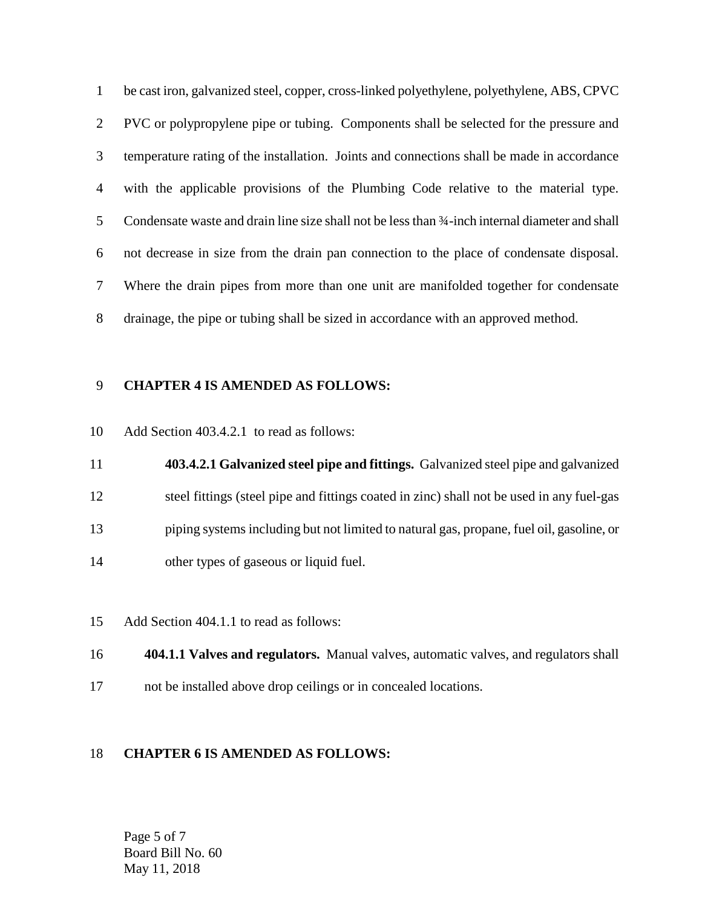be cast iron, galvanized steel, copper, cross-linked polyethylene, polyethylene, ABS, CPVC PVC or polypropylene pipe or tubing. Components shall be selected for the pressure and temperature rating of the installation. Joints and connections shall be made in accordance with the applicable provisions of the Plumbing Code relative to the material type. Condensate waste and drain line size shall not be less than ¾-inch internal diameter and shall not decrease in size from the drain pan connection to the place of condensate disposal. Where the drain pipes from more than one unit are manifolded together for condensate drainage, the pipe or tubing shall be sized in accordance with an approved method.

**CHAPTER 4 IS AMENDED AS FOLLOWS:**

Add Section 403.4.2.1 to read as follows:

> **403.4.2.1 Galvanized steel pipe and fittings.** Galvanized steel pipe and galvanized steel fittings (steel pipe and fittings coated in zinc) shall not be used in any fuel-gas piping systems including but not limited to natural gas, propane, fuel oil, gasoline, or other types of gaseous or liquid fuel.

Add Section 404.1.1 to read as follows:

> **404.1.1 Valves and regulators.** Manual valves, automatic valves, and regulators shall not be installed above drop ceilings or in concealed locations.

**CHAPTER 6 IS AMENDED AS FOLLOWS:**

Board Bill No. 60
May 11, 2018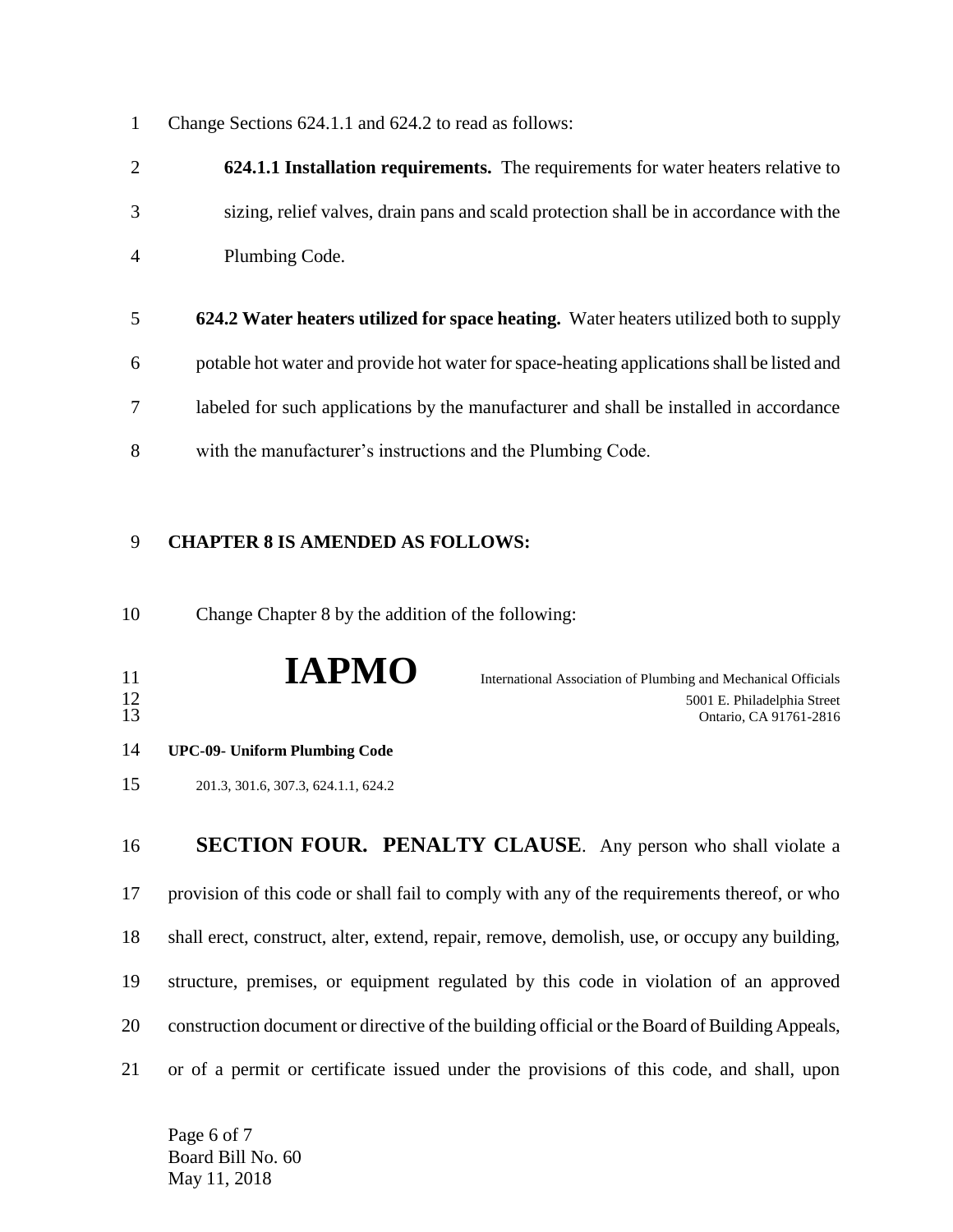Change Sections 624.1.1 and 624.2 to read as follows:

**624.1.1 Installation requirements.** The requirements for water heaters relative to sizing, relief valves, drain pans and scald protection shall be in accordance with the Plumbing Code.

**624.2 Water heaters utilized for space heating.** Water heaters utilized both to supply potable hot water and provide hot water for space-heating applications shall be listed and labeled for such applications by the manufacturer and shall be installed in accordance with the manufacturer's instructions and the Plumbing Code.

**CHAPTER 8 IS AMENDED AS FOLLOWS:**

Change Chapter 8 by the addition of the following:

**IAPMO**

International Association of Plumbing and Mechanical Officials
5001 E. Philadelphia Street
Ontario, CA 91761-2816

**UPC-09- Uniform Plumbing Code**

201.3, 301.6, 307.3, 624.1.1, 624.2

**SECTION FOUR. PENALTY CLAUSE**. Any person who shall violate a provision of this code or shall fail to comply with any of the requirements thereof, or who shall erect, construct, alter, extend, repair, remove, demolish, use, or occupy any building, structure, premises, or equipment regulated by this code in violation of an approved construction document or directive of the building official or the Board of Building Appeals, or of a permit or certificate issued under the provisions of this code, and shall, upon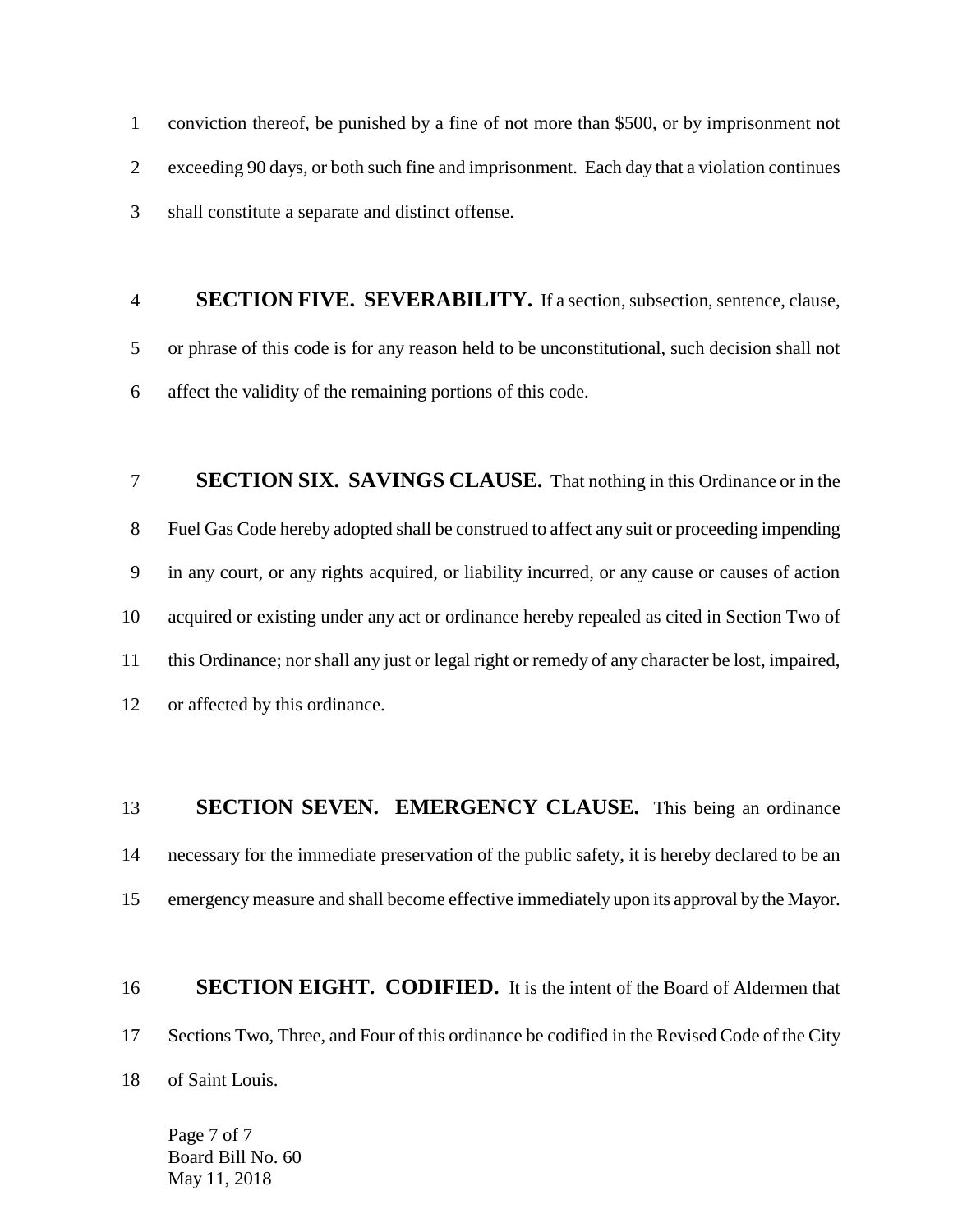conviction thereof, be punished by a fine of not more than $500, or by imprisonment not exceeding 90 days, or both such fine and imprisonment. Each day that a violation continues shall constitute a separate and distinct offense.

**SECTION FIVE. SEVERABILITY.** If a section, subsection, sentence, clause, or phrase of this code is for any reason held to be unconstitutional, such decision shall not affect the validity of the remaining portions of this code.

**SECTION SIX. SAVINGS CLAUSE.** That nothing in this Ordinance or in the Fuel Gas Code hereby adopted shall be construed to affect any suit or proceeding impending in any court, or any rights acquired, or liability incurred, or any cause or causes of action acquired or existing under any act or ordinance hereby repealed as cited in Section Two of this Ordinance; nor shall any just or legal right or remedy of any character be lost, impaired, or affected by this ordinance.

**SECTION SEVEN. EMERGENCY CLAUSE.** This being an ordinance necessary for the immediate preservation of the public safety, it is hereby declared to be an emergency measure and shall become effective immediately upon its approval by the Mayor.

**SECTION EIGHT. CODIFIED.** It is the intent of the Board of Aldermen that Sections Two, Three, and Four of this ordinance be codified in the Revised Code of the City of Saint Louis.